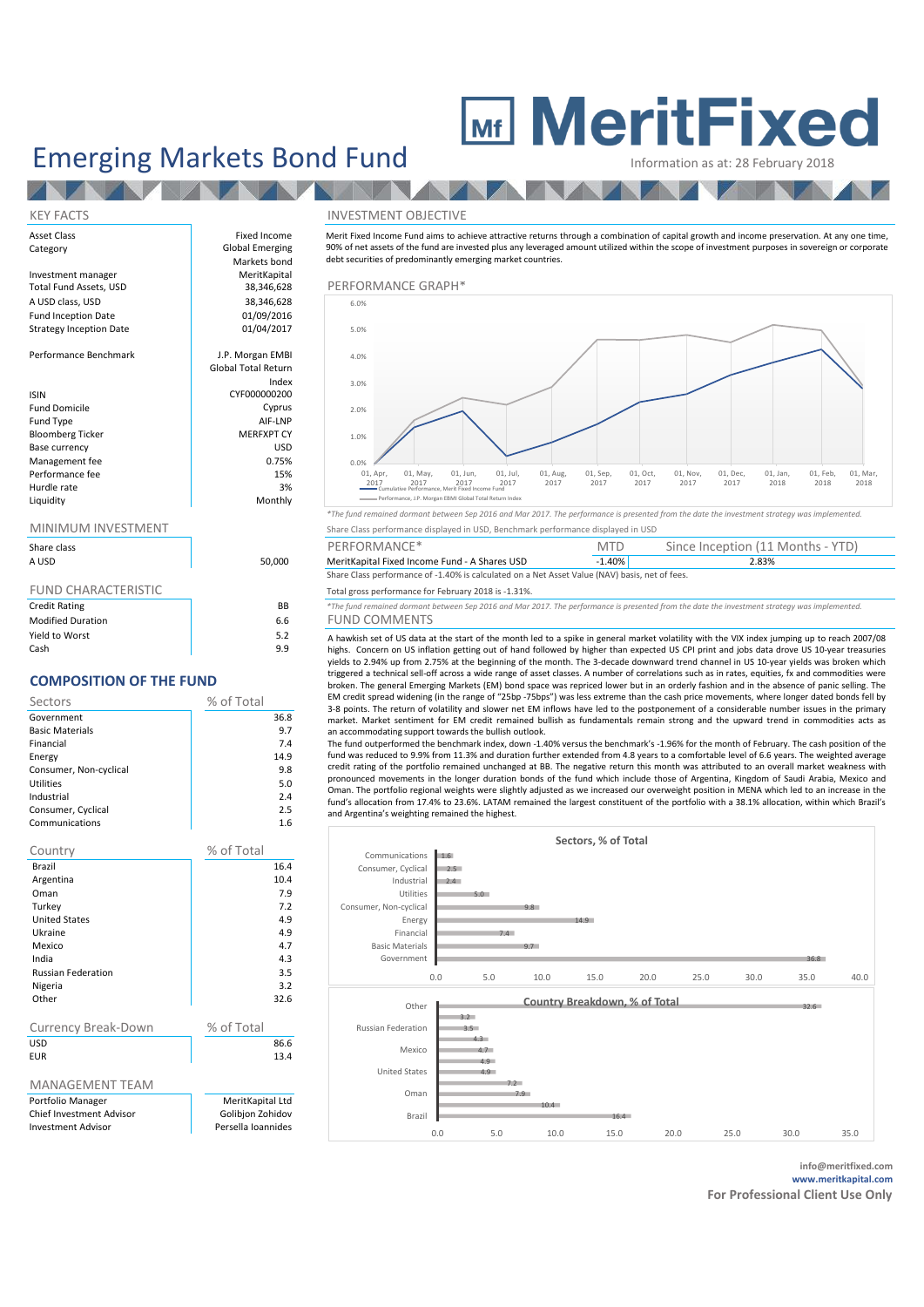# MeritFixed

# Emerging Markets Bond Fund

Information as at: 28 February 2018

## KEY FACTS

| | |
|---|---|
| Asset Class | Fixed Income |
| Category | Global Emerging Markets bond |
| Investment manager | MeritKapital |
| Total Fund Assets, USD | 38,346,628 |
| A USD class, USD | 38,346,628 |
| Fund Inception Date | 01/09/2016 |
| Strategy Inception Date | 01/04/2017 |
| Performance Benchmark | J.P. Morgan EMBI Global Total Return Index |
| ISIN | CYF000000200 |
| Fund Domicile | Cyprus |
| Fund Type | AIF-LNP |
| Bloomberg Ticker | MERFXPT CY |
| Base currency | USD |
| Management fee | 0.75% |
| Performance fee | 15% |
| Hurdle rate | 3% |
| Liquidity | Monthly |

## MINIMUM INVESTMENT

| Share class | |
|---|---|
| A USD | 50,000 |

## FUND CHARACTERISTIC

| | |
|---|---|
| Credit Rating | BB |
| Modified Duration | 6.6 |
| Yield to Worst | 5.2 |
| Cash | 9.9 |

## COMPOSITION OF THE FUND

| Sectors | % of Total |
|---|---|
| Government | 36.8 |
| Basic Materials | 9.7 |
| Financial | 7.4 |
| Energy | 14.9 |
| Consumer, Non-cyclical | 9.8 |
| Utilities | 5.0 |
| Industrial | 2.4 |
| Consumer, Cyclical | 2.5 |
| Communications | 1.6 |

| Country | % of Total |
|---|---|
| Brazil | 16.4 |
| Argentina | 10.4 |
| Oman | 7.9 |
| Turkey | 7.2 |
| United States | 4.9 |
| Ukraine | 4.9 |
| Mexico | 4.7 |
| India | 4.3 |
| Russian Federation | 3.5 |
| Nigeria | 3.2 |
| Other | 32.6 |

| Currency Break-Down | % of Total |
|---|---|
| USD | 86.6 |
| EUR | 13.4 |

## MANAGEMENT TEAM

| | |
|---|---|
| Portfolio Manager | MeritKapital Ltd |
| Chief Investment Advisor | Golibjon Zohidov |
| Investment Advisor | Persella Ioannides |

## INVESTMENT OBJECTIVE

Merit Fixed Income Fund aims to achieve attractive returns through a combination of capital growth and income preservation. At any one time, 90% of net assets of the fund are invested plus any leveraged amount utilized within the scope of investment purposes in sovereign or corporate debt securities of predominantly emerging market countries.

## PERFORMANCE GRAPH*

Legend: Cumulative Performance, Merit Fixed Income Fund; Performance, J.P. Morgan EMBI Global Total Return Index

*The fund remained dormant between Sep 2016 and Mar 2017. The performance is presented from the date the investment strategy was implemented.

Share Class performance displayed in USD, Benchmark performance displayed in USD

| PERFORMANCE* | MTD | Since Inception (11 Months - YTD) |
|---|---|---|
| MeritKapital Fixed Income Fund - A Shares USD | -1.40% | 2.83% |

Share Class performance of -1.40% is calculated on a Net Asset Value (NAV) basis, net of fees.

Total gross performance for February 2018 is -1.31%.

*The fund remained dormant between Sep 2016 and Mar 2017. The performance is presented from the date the investment strategy was implemented.

## FUND COMMENTS

A hawkish set of US data at the start of the month led to a spike in general market volatility with the VIX index jumping up to reach 2007/08 highs. Concern on US inflation getting out of hand followed by higher than expected US CPI print and jobs data drove US 10-year treasuries yields to 2.94% up from 2.75% at the beginning of the month. The 3-decade downward trend channel in US 10-year yields was broken which triggered a technical sell-off across a wide range of asset classes. A number of correlations such as in rates, equities, fx and commodities were broken. The general Emerging Markets (EM) bond space was repriced lower but in an orderly fashion and in the absence of panic selling. The EM credit spread widening (in the range of "25bp -75bps") was less extreme than the cash price movements, where longer dated bonds fell by 3-8 points. The return of volatility and slower net EM inflows have led to the postponement of a considerable number issues in the primary market. Market sentiment for EM credit remained bullish as fundamentals remain strong and the upward trend in commodities acts as an accommodating support towards the bullish outlook.

The fund outperformed the benchmark index, down -1.40% versus the benchmark's -1.96% for the month of February. The cash position of the fund was reduced to 9.9% from 11.3% and duration further extended from 4.8 years to a comfortable level of 6.6 years. The weighted average credit rating of the portfolio remained unchanged at BB. The negative return this month was attributed to an overall market weakness with pronounced movements in the longer duration bonds of the fund which include those of Argentina, Kingdom of Saudi Arabia, Mexico and Oman. The portfolio regional weights were slightly adjusted as we increased our overweight position in MENA which led to an increase in the fund's allocation from 17.4% to 23.6%. LATAM remained the largest constituent of the portfolio with a 38.1% allocation, within which Brazil's and Argentina's weighting remained the highest.

info@meritfixed.com
www.meritkapital.com
**For Professional Client Use Only**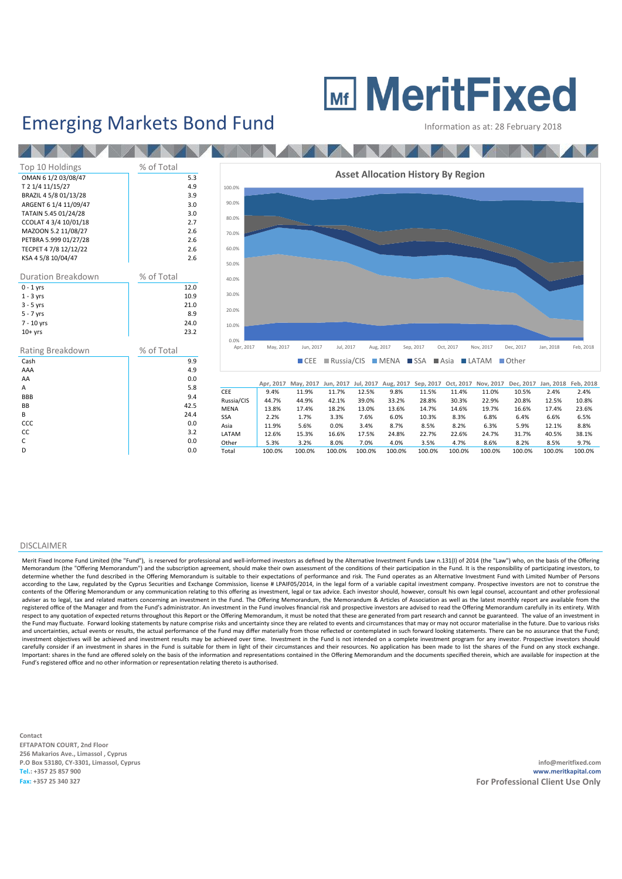# MeritFixed

## Emerging Markets Bond Fund

Information as at: 28 February 2018

| Top 10 Holdings | % of Total |
|---|---|
| OMAN 6 1/2 03/08/47 | 5.3 |
| T 2 1/4 11/15/27 | 4.9 |
| BRAZIL 4 5/8 01/13/28 | 3.9 |
| ARGENT 6 1/4 11/09/47 | 3.0 |
| TATAIN 5.45 01/24/28 | 3.0 |
| CCOLAT 4 3/4 10/01/18 | 2.7 |
| MAZOON 5.2 11/08/27 | 2.6 |
| PETBRA 5.999 01/27/28 | 2.6 |
| TECPET 4 7/8 12/12/22 | 2.6 |
| KSA 4 5/8 10/04/47 | 2.6 |

| Duration Breakdown | % of Total |
|---|---|
| 0 - 1 yrs | 12.0 |
| 1 - 3 yrs | 10.9 |
| 3 - 5 yrs | 21.0 |
| 5 - 7 yrs | 8.9 |
| 7 - 10 yrs | 24.0 |
| 10+ yrs | 23.2 |

| Rating Breakdown | % of Total |
|---|---|
| Cash | 9.9 |
| AAA | 4.9 |
| AA | 0.0 |
| A | 5.8 |
| BBB | 9.4 |
| BB | 42.5 |
| B | 24.4 |
| CCC | 0.0 |
| CC | 3.2 |
| C | 0.0 |
| D | 0.0 |

Asset Allocation History By Region

100.0%
90.0%
80.0%
70.0%
60.0%
50.0%
40.0%
30.0%
20.0%
10.0%
0.0%

Apr, 2017 May, 2017 Jun, 2017 Jul, 2017 Aug, 2017 Sep, 2017 Oct, 2017 Nov, 2017 Dec, 2017 Jan, 2018 Feb, 2018

CEE Russia/CIS MENA SSA Asia LATAM Other

| | Apr, 2017 | May, 2017 | Jun, 2017 | Jul, 2017 | Aug, 2017 | Sep, 2017 | Oct, 2017 | Nov, 2017 | Dec, 2017 | Jan, 2018 | Feb, 2018 |
|---|---|---|---|---|---|---|---|---|---|---|---|
| CEE | 9.4% | 11.9% | 11.7% | 12.5% | 9.8% | 11.5% | 11.4% | 11.0% | 10.5% | 2.4% | 2.4% |
| Russia/CIS | 44.7% | 44.9% | 42.1% | 39.0% | 33.2% | 28.8% | 30.3% | 22.9% | 20.8% | 12.5% | 10.8% |
| MENA | 13.8% | 17.4% | 18.2% | 13.0% | 13.6% | 14.7% | 14.6% | 19.7% | 16.6% | 17.4% | 23.6% |
| SSA | 2.2% | 1.7% | 3.3% | 7.6% | 6.0% | 10.3% | 8.3% | 6.8% | 6.4% | 6.6% | 6.5% |
| Asia | 11.9% | 5.6% | 0.0% | 3.4% | 8.7% | 8.5% | 8.2% | 6.3% | 5.9% | 12.1% | 8.8% |
| LATAM | 12.6% | 15.3% | 16.6% | 17.5% | 24.8% | 22.7% | 22.6% | 24.7% | 31.7% | 40.5% | 38.1% |
| Other | 5.3% | 3.2% | 8.0% | 7.0% | 4.0% | 3.5% | 4.7% | 8.6% | 8.2% | 8.5% | 9.7% |
| Total | 100.0% | 100.0% | 100.0% | 100.0% | 100.0% | 100.0% | 100.0% | 100.0% | 100.0% | 100.0% | 100.0% |

## DISCLAIMER

Merit Fixed Income Fund Limited (the "Fund"), is reserved for professional and well-informed investors as defined by the Alternative Investment Funds Law n.131(I) of 2014 (the "Law") who, on the basis of the Offering Memorandum (the "Offering Memorandum") and the subscription agreement, should make their own assessment of the conditions of their participation in the Fund. It is the responsibility of participating investors, to determine whether the fund described in the Offering Memorandum is suitable to their expectations of performance and risk. The Fund operates as an Alternative Investment Fund with Limited Number of Persons according to the Law, regulated by the Cyprus Securities and Exchange Commission, license # LPAIF05/2014, in the legal form of a variable capital investment company. Prospective investors are not to construe the contents of the Offering Memorandum or any communication relating to this offering as investment, legal or tax advice. Each investor should, however, consult his own legal counsel, accountant and other professional adviser as to legal, tax and related matters concerning an investment in the Fund. The Offering Memorandum, the Memorandum & Articles of Association as well as the latest monthly report are available from the registered office of the Manager and from the Fund's administrator. An investment in the Fund involves financial risk and prospective investors are advised to read the Offering Memorandum carefully in its entirety. With respect to any quotation of expected returns throughout this Report or the Offering Memorandum, it must be noted that these are generated from part research and cannot be guaranteed. The value of an investment in the Fund may fluctuate. Forward looking statements by nature comprise risks and uncertainty since they are related to events and circumstances that may or may not occur or materialise in the future. Due to various risks and uncertainties, actual events or results, the actual performance of the Fund may differ materially from those reflected or contemplated in such forward looking statements. There can be no assurance that the Fund; investment objectives will be achieved and investment results may be achieved over time. Investment in the Fund is not intended on a complete investment program for any investor. Prospective investors should carefully consider if an investment in shares in the Fund is suitable for them in light of their circumstances and their resources. No application has been made to list the shares of the Fund on any stock exchange. Important: shares in the fund are offered solely on the basis of the information and representations contained in the Offering Memorandum and the documents specified therein, which are available for inspection at the Fund's registered office and no other information or representation relating thereto is authorised.

**Contact**
**EFTAPATON COURT, 2nd Floor**
**256 Makarios Ave., Limassol , Cyprus**
**P.O Box 53180, CY-3301, Limassol, Cyprus**
**Tel.: +357 25 857 900**
**Fax: +357 25 340 327**

**info@meritfixed.com**
**www.meritkapital.com**
**For Professional Client Use Only**